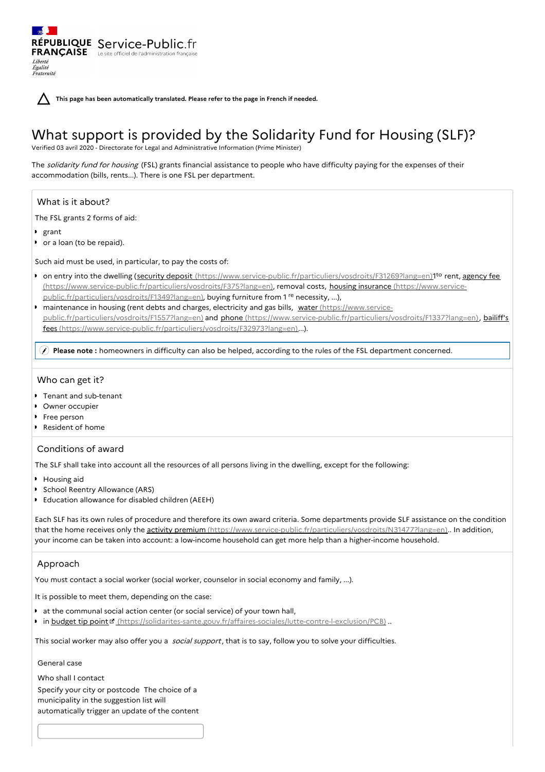RÉPUBLIQUE FRANÇAISE
*Liberté Égalité Fraternité*

Service-Public.fr
Le site officiel de l'administration française

**This page has been automatically translated. Please refer to the page in French if needed.**

# What support is provided by the Solidarity Fund for Housing (SLF)?

Verified 03 avril 2020 - Directorate for Legal and Administrative Information (Prime Minister)

The *solidarity fund for housing* (FSL) grants financial assistance to people who have difficulty paying for the expenses of their accommodation (bills, rents...). There is one FSL per department.

## What is it about?

The FSL grants 2 forms of aid:

- grant
- or a loan (to be repaid).

Such aid must be used, in particular, to pay the costs of:

- on entry into the dwelling (security deposit (https://www.service-public.fr/particuliers/vosdroits/F31269?lang=en)1[to] rent, agency fee (https://www.service-public.fr/particuliers/vosdroits/F375?lang=en), removal costs, housing insurance (https://www.service-public.fr/particuliers/vosdroits/F1349?lang=en), buying furniture from 1 [re] necessity, ...),
- maintenance in housing (rent debts and charges, electricity and gas bills, water (https://www.service-public.fr/particuliers/vosdroits/F1557?lang=en) and phone (https://www.service-public.fr/particuliers/vosdroits/F1337?lang=en), bailiff's fees (https://www.service-public.fr/particuliers/vosdroits/F32973?lang=en)...).

> **Please note :** homeowners in difficulty can also be helped, according to the rules of the FSL department concerned.

## Who can get it?

- Tenant and sub-tenant
- Owner occupier
- Free person
- Resident of home

## Conditions of award

The SLF shall take into account all the resources of all persons living in the dwelling, except for the following:

- Housing aid
- School Reentry Allowance (ARS)
- Education allowance for disabled children (AEEH)

Each SLF has its own rules of procedure and therefore its own award criteria. Some departments provide SLF assistance on the condition that the home receives only the activity premium (https://www.service-public.fr/particuliers/vosdroits/N31477?lang=en).. In addition, your income can be taken into account: a low-income household can get more help than a higher-income household.

## Approach

You must contact a social worker (social worker, counselor in social economy and family, ...).

It is possible to meet them, depending on the case:

- at the communal social action center (or social service) of your town hall,
- in budget tip point (https://solidarites-sante.gouv.fr/affaires-sociales/lutte-contre-l-exclusion/PCB) ..

This social worker may also offer you a *social support*, that is to say, follow you to solve your difficulties.

General case

Who shall I contact

Specify your city or postcode The choice of a municipality in the suggestion list will automatically trigger an update of the content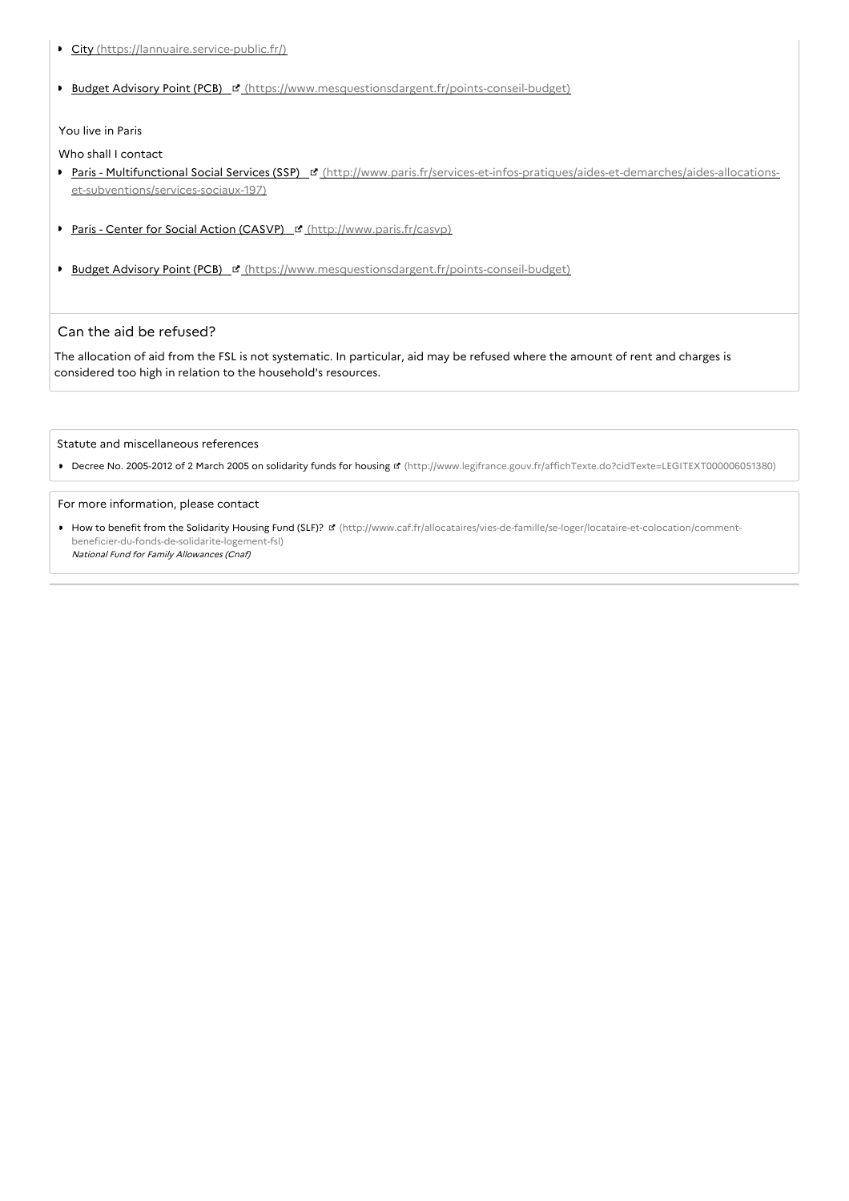- City (https://lannuaire.service-public.fr/)
- Budget Advisory Point (PCB) (https://www.mesquestionsdargent.fr/points-conseil-budget)

You live in Paris

Who shall I contact

- Paris - Multifunctional Social Services (SSP) (http://www.paris.fr/services-et-infos-pratiques/aides-et-demarches/aides-allocations-et-subventions/services-sociaux-197)
- Paris - Center for Social Action (CASVP) (http://www.paris.fr/casvp)
- Budget Advisory Point (PCB) (https://www.mesquestionsdargent.fr/points-conseil-budget)

## Can the aid be refused?

The allocation of aid from the FSL is not systematic. In particular, aid may be refused where the amount of rent and charges is considered too high in relation to the household's resources.

Statute and miscellaneous references

- Decree No. 2005-2012 of 2 March 2005 on solidarity funds for housing (http://www.legifrance.gouv.fr/affichTexte.do?cidTexte=LEGITEXT000006051380)

For more information, please contact

- How to benefit from the Solidarity Housing Fund (SLF)? (http://www.caf.fr/allocataires/vies-de-famille/se-loger/locataire-et-colocation/comment-beneficier-du-fonds-de-solidarite-logement-fsl)
  *National Fund for Family Allowances (Cnaf)*